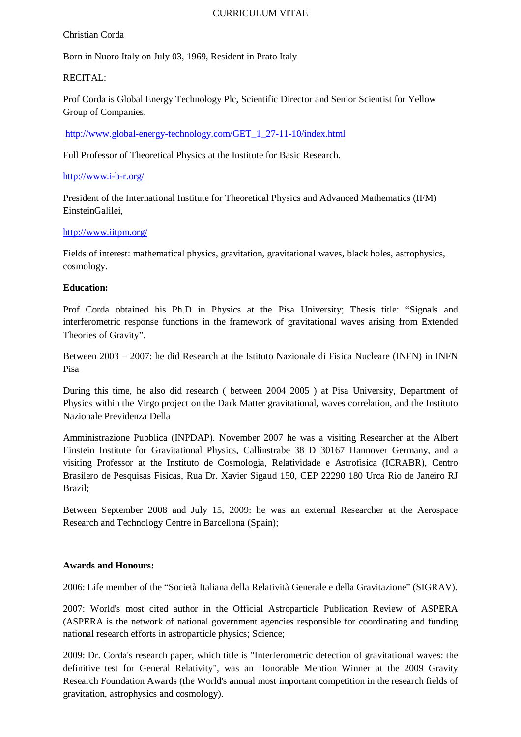CURRICULUM VITAE

Christian Corda

Born in Nuoro Italy on July 03, 1969, Resident in Prato Italy

RECITAL:

Prof Corda is Global Energy Technology Plc, Scientific Director and Senior Scientist for Yellow Group of Companies.

http://www.global-energy-technology.com/GET_1_27-11-10/index.html

Full Professor of Theoretical Physics at the Institute for Basic Research.

http://www.i-b-r.org/

President of the International Institute for Theoretical Physics and Advanced Mathematics (IFM) EinsteinGalilei,

http://www.iitpm.org/

Fields of interest: mathematical physics, gravitation, gravitational waves, black holes, astrophysics, cosmology.

**Education:**

Prof Corda obtained his Ph.D in Physics at the Pisa University; Thesis title: “Signals and interferometric response functions in the framework of gravitational waves arising from Extended Theories of Gravity”.

Between 2003 – 2007: he did Research at the Istituto Nazionale di Fisica Nucleare (INFN) in INFN Pisa

During this time, he also did research ( between 2004 2005 ) at Pisa University, Department of Physics within the Virgo project on the Dark Matter gravitational, waves correlation, and the Instituto Nazionale Previdenza Della

Amministrazione Pubblica (INPDAP). November 2007 he was a visiting Researcher at the Albert Einstein Institute for Gravitational Physics, Callinstrabe 38 D 30167 Hannover Germany, and a visiting Professor at the Instituto de Cosmologia, Relatividade e Astrofisica (ICRABR), Centro Brasilero de Pesquisas Fisicas, Rua Dr. Xavier Sigaud 150, CEP 22290 180 Urca Rio de Janeiro RJ Brazil;

Between September 2008 and July 15, 2009: he was an external Researcher at the Aerospace Research and Technology Centre in Barcellona (Spain);

**Awards and Honours:**

2006: Life member of the “Società Italiana della Relatività Generale e della Gravitazione” (SIGRAV).

2007: World's most cited author in the Official Astroparticle Publication Review of ASPERA (ASPERA is the network of national government agencies responsible for coordinating and funding national research efforts in astroparticle physics; Science;

2009: Dr. Corda's research paper, which title is "Interferometric detection of gravitational waves: the definitive test for General Relativity", was an Honorable Mention Winner at the 2009 Gravity Research Foundation Awards (the World's annual most important competition in the research fields of gravitation, astrophysics and cosmology).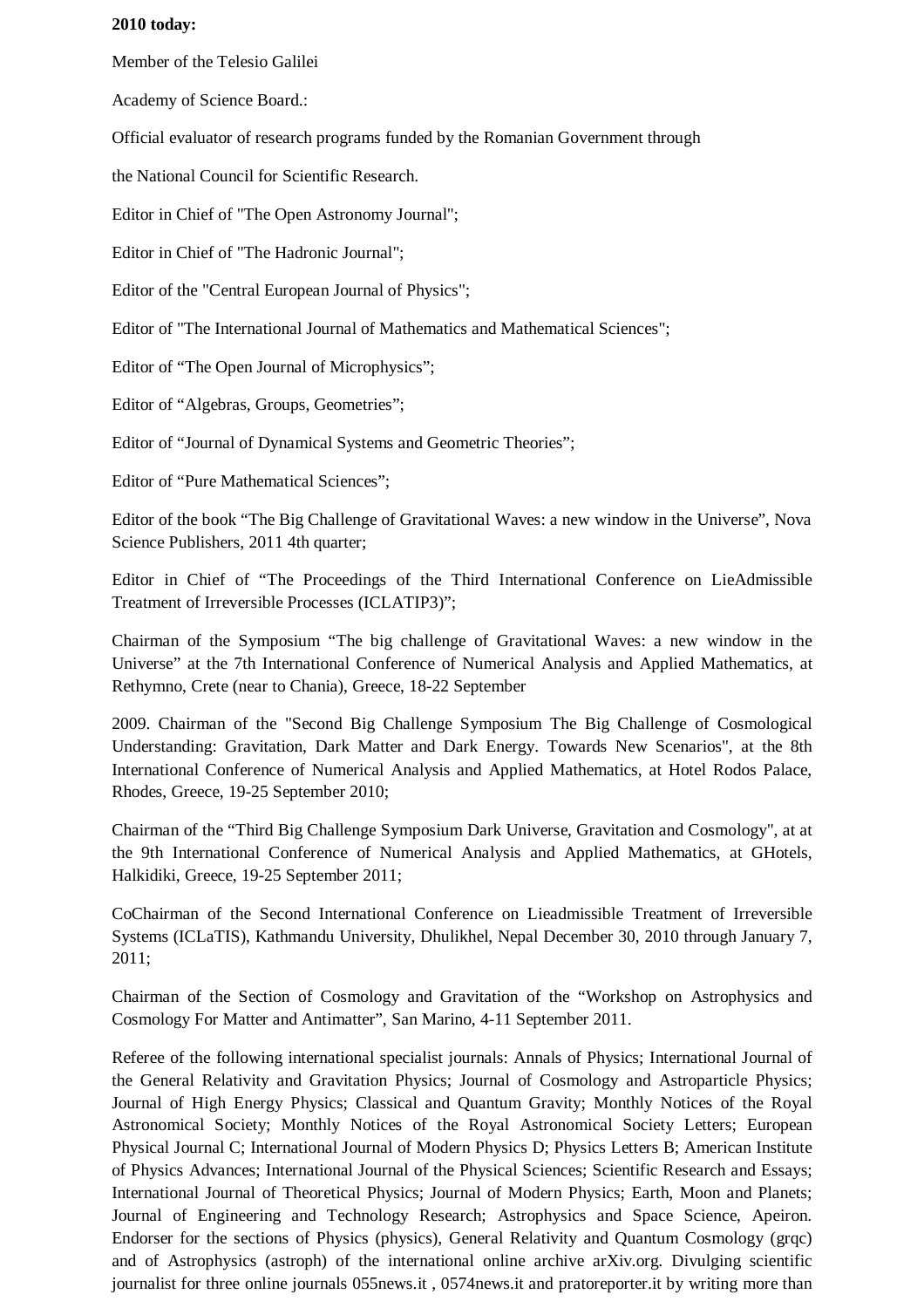**2010 today:**

Member of the Telesio Galilei

Academy of Science Board.:

Official evaluator of research programs funded by the Romanian Government through

the National Council for Scientific Research.

Editor in Chief of "The Open Astronomy Journal";

Editor in Chief of "The Hadronic Journal";

Editor of the "Central European Journal of Physics";

Editor of "The International Journal of Mathematics and Mathematical Sciences";

Editor of “The Open Journal of Microphysics”;

Editor of “Algebras, Groups, Geometries”;

Editor of “Journal of Dynamical Systems and Geometric Theories”;

Editor of “Pure Mathematical Sciences”;

Editor of the book “The Big Challenge of Gravitational Waves: a new window in the Universe”, Nova Science Publishers, 2011 4th quarter;

Editor in Chief of “The Proceedings of the Third International Conference on LieAdmissible Treatment of Irreversible Processes (ICLATIP3)”;

Chairman of the Symposium “The big challenge of Gravitational Waves: a new window in the Universe” at the 7th International Conference of Numerical Analysis and Applied Mathematics, at Rethymno, Crete (near to Chania), Greece, 18-22 September

2009. Chairman of the "Second Big Challenge Symposium The Big Challenge of Cosmological Understanding: Gravitation, Dark Matter and Dark Energy. Towards New Scenarios", at the 8th International Conference of Numerical Analysis and Applied Mathematics, at Hotel Rodos Palace, Rhodes, Greece, 19-25 September 2010;

Chairman of the “Third Big Challenge Symposium Dark Universe, Gravitation and Cosmology", at at the 9th International Conference of Numerical Analysis and Applied Mathematics, at GHotels, Halkidiki, Greece, 19-25 September 2011;

CoChairman of the Second International Conference on Lieadmissible Treatment of Irreversible Systems (ICLaTIS), Kathmandu University, Dhulikhel, Nepal December 30, 2010 through January 7, 2011;

Chairman of the Section of Cosmology and Gravitation of the “Workshop on Astrophysics and Cosmology For Matter and Antimatter”, San Marino, 4-11 September 2011.

Referee of the following international specialist journals: Annals of Physics; International Journal of the General Relativity and Gravitation Physics; Journal of Cosmology and Astroparticle Physics; Journal of High Energy Physics; Classical and Quantum Gravity; Monthly Notices of the Royal Astronomical Society; Monthly Notices of the Royal Astronomical Society Letters; European Physical Journal C; International Journal of Modern Physics D; Physics Letters B; American Institute of Physics Advances; International Journal of the Physical Sciences; Scientific Research and Essays; International Journal of Theoretical Physics; Journal of Modern Physics; Earth, Moon and Planets; Journal of Engineering and Technology Research; Astrophysics and Space Science, Apeiron. Endorser for the sections of Physics (physics), General Relativity and Quantum Cosmology (grqc) and of Astrophysics (astroph) of the international online archive arXiv.org. Divulging scientific journalist for three online journals 055news.it , 0574news.it and pratoreporter.it by writing more than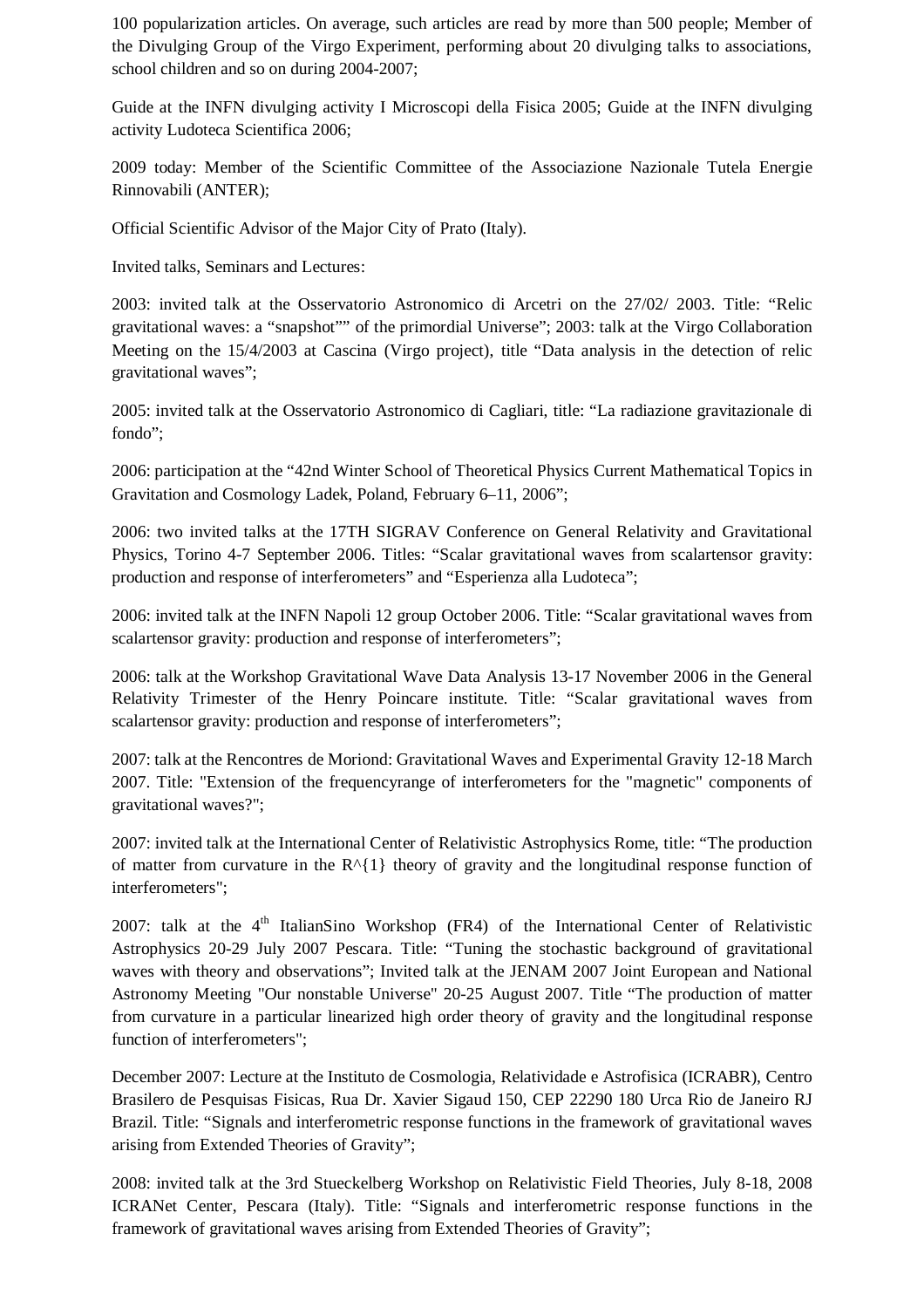100 popularization articles. On average, such articles are read by more than 500 people; Member of the Divulging Group of the Virgo Experiment, performing about 20 divulging talks to associations, school children and so on during 2004-2007;

Guide at the INFN divulging activity I Microscopi della Fisica 2005; Guide at the INFN divulging activity Ludoteca Scientifica 2006;

2009 today: Member of the Scientific Committee of the Associazione Nazionale Tutela Energie Rinnovabili (ANTER);

Official Scientific Advisor of the Major City of Prato (Italy).

Invited talks, Seminars and Lectures:

2003: invited talk at the Osservatorio Astronomico di Arcetri on the 27/02/ 2003. Title: "Relic gravitational waves: a "snapshot"" of the primordial Universe"; 2003: talk at the Virgo Collaboration Meeting on the 15/4/2003 at Cascina (Virgo project), title "Data analysis in the detection of relic gravitational waves";

2005: invited talk at the Osservatorio Astronomico di Cagliari, title: "La radiazione gravitazionale di fondo";

2006: participation at the "42nd Winter School of Theoretical Physics Current Mathematical Topics in Gravitation and Cosmology Ladek, Poland, February 6–11, 2006";

2006: two invited talks at the 17TH SIGRAV Conference on General Relativity and Gravitational Physics, Torino 4-7 September 2006. Titles: "Scalar gravitational waves from scalartensor gravity: production and response of interferometers" and "Esperienza alla Ludoteca";

2006: invited talk at the INFN Napoli 12 group October 2006. Title: "Scalar gravitational waves from scalartensor gravity: production and response of interferometers";

2006: talk at the Workshop Gravitational Wave Data Analysis 13-17 November 2006 in the General Relativity Trimester of the Henry Poincare institute. Title: "Scalar gravitational waves from scalartensor gravity: production and response of interferometers";

2007: talk at the Rencontres de Moriond: Gravitational Waves and Experimental Gravity 12-18 March 2007. Title: "Extension of the frequencyrange of interferometers for the "magnetic" components of gravitational waves?";

2007: invited talk at the International Center of Relativistic Astrophysics Rome, title: "The production of matter from curvature in the R^{1} theory of gravity and the longitudinal response function of interferometers";

2007: talk at the 4th ItalianSino Workshop (FR4) of the International Center of Relativistic Astrophysics 20-29 July 2007 Pescara. Title: "Tuning the stochastic background of gravitational waves with theory and observations"; Invited talk at the JENAM 2007 Joint European and National Astronomy Meeting "Our nonstable Universe" 20-25 August 2007. Title "The production of matter from curvature in a particular linearized high order theory of gravity and the longitudinal response function of interferometers";

December 2007: Lecture at the Instituto de Cosmologia, Relatividade e Astrofisica (ICRABR), Centro Brasilero de Pesquisas Fisicas, Rua Dr. Xavier Sigaud 150, CEP 22290 180 Urca Rio de Janeiro RJ Brazil. Title: "Signals and interferometric response functions in the framework of gravitational waves arising from Extended Theories of Gravity";

2008: invited talk at the 3rd Stueckelberg Workshop on Relativistic Field Theories, July 8-18, 2008 ICRANet Center, Pescara (Italy). Title: "Signals and interferometric response functions in the framework of gravitational waves arising from Extended Theories of Gravity";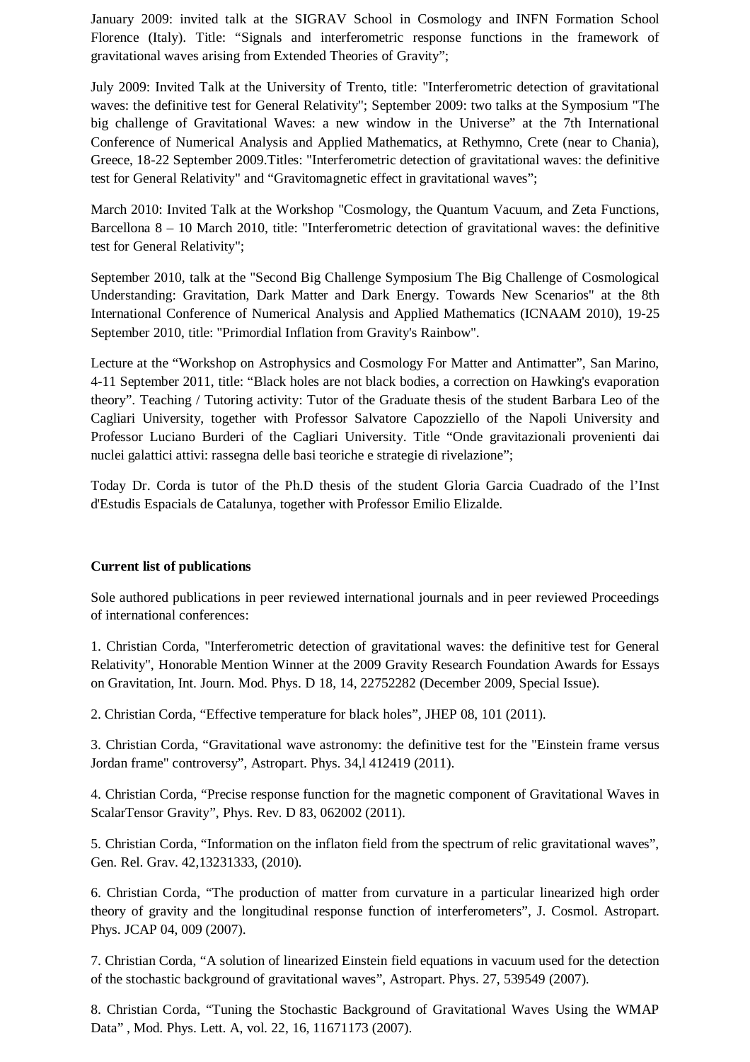January 2009: invited talk at the SIGRAV School in Cosmology and INFN Formation School Florence (Italy). Title: “Signals and interferometric response functions in the framework of gravitational waves arising from Extended Theories of Gravity”;

July 2009: Invited Talk at the University of Trento, title: "Interferometric detection of gravitational waves: the definitive test for General Relativity"; September 2009: two talks at the Symposium "The big challenge of Gravitational Waves: a new window in the Universe” at the 7th International Conference of Numerical Analysis and Applied Mathematics, at Rethymno, Crete (near to Chania), Greece, 18-22 September 2009.Titles: "Interferometric detection of gravitational waves: the definitive test for General Relativity" and “Gravitomagnetic effect in gravitational waves”;

March 2010: Invited Talk at the Workshop "Cosmology, the Quantum Vacuum, and Zeta Functions, Barcellona 8 – 10 March 2010, title: "Interferometric detection of gravitational waves: the definitive test for General Relativity";

September 2010, talk at the "Second Big Challenge Symposium The Big Challenge of Cosmological Understanding: Gravitation, Dark Matter and Dark Energy. Towards New Scenarios" at the 8th International Conference of Numerical Analysis and Applied Mathematics (ICNAAM 2010), 19-25 September 2010, title: "Primordial Inflation from Gravity's Rainbow".

Lecture at the “Workshop on Astrophysics and Cosmology For Matter and Antimatter”, San Marino, 4-11 September 2011, title: “Black holes are not black bodies, a correction on Hawking's evaporation theory”. Teaching / Tutoring activity: Tutor of the Graduate thesis of the student Barbara Leo of the Cagliari University, together with Professor Salvatore Capozziello of the Napoli University and Professor Luciano Burderi of the Cagliari University. Title “Onde gravitazionali provenienti dai nuclei galattici attivi: rassegna delle basi teoriche e strategie di rivelazione”;

Today Dr. Corda is tutor of the Ph.D thesis of the student Gloria Garcia Cuadrado of the l’Inst d'Estudis Espacials de Catalunya, together with Professor Emilio Elizalde.

**Current list of publications**

Sole authored publications in peer reviewed international journals and in peer reviewed Proceedings of international conferences:

1. Christian Corda, "Interferometric detection of gravitational waves: the definitive test for General Relativity", Honorable Mention Winner at the 2009 Gravity Research Foundation Awards for Essays on Gravitation, Int. Journ. Mod. Phys. D 18, 14, 22752282 (December 2009, Special Issue).

2. Christian Corda, “Effective temperature for black holes”, JHEP 08, 101 (2011).

3. Christian Corda, “Gravitational wave astronomy: the definitive test for the "Einstein frame versus Jordan frame" controversy”, Astropart. Phys. 34,l 412419 (2011).

4. Christian Corda, “Precise response function for the magnetic component of Gravitational Waves in ScalarTensor Gravity”, Phys. Rev. D 83, 062002 (2011).

5. Christian Corda, “Information on the inflaton field from the spectrum of relic gravitational waves”, Gen. Rel. Grav. 42,13231333, (2010).

6. Christian Corda, “The production of matter from curvature in a particular linearized high order theory of gravity and the longitudinal response function of interferometers”, J. Cosmol. Astropart. Phys. JCAP 04, 009 (2007).

7. Christian Corda, “A solution of linearized Einstein field equations in vacuum used for the detection of the stochastic background of gravitational waves”, Astropart. Phys. 27, 539549 (2007).

8. Christian Corda, “Tuning the Stochastic Background of Gravitational Waves Using the WMAP Data” , Mod. Phys. Lett. A, vol. 22, 16, 11671173 (2007).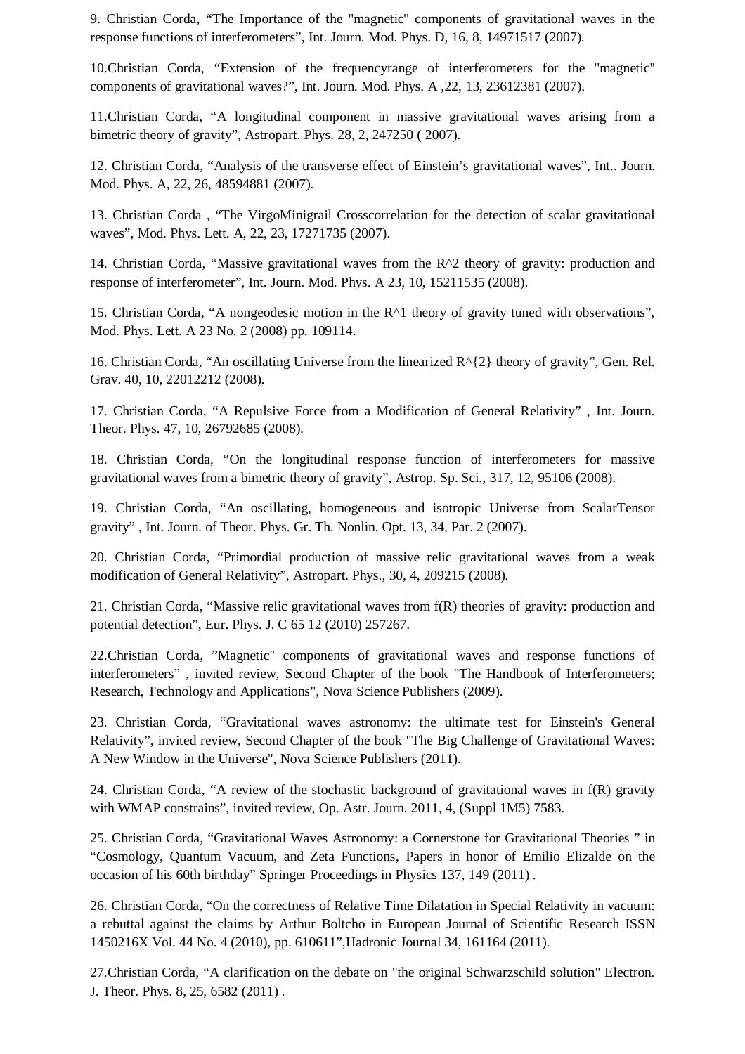9. Christian Corda, “The Importance of the "magnetic" components of gravitational waves in the response functions of interferometers”, Int. Journ. Mod. Phys. D, 16, 8, 14971517 (2007).

10.Christian Corda, “Extension of the frequencyrange of interferometers for the "magnetic" components of gravitational waves?”, Int. Journ. Mod. Phys. A ,22, 13, 23612381 (2007).

11.Christian Corda, “A longitudinal component in massive gravitational waves arising from a bimetric theory of gravity”, Astropart. Phys. 28, 2, 247250 ( 2007).

12. Christian Corda, “Analysis of the transverse effect of Einstein’s gravitational waves”, Int.. Journ. Mod. Phys. A, 22, 26, 48594881 (2007).

13. Christian Corda , “The VirgoMinigrail Crosscorrelation for the detection of scalar gravitational waves”, Mod. Phys. Lett. A, 22, 23, 17271735 (2007).

14. Christian Corda, “Massive gravitational waves from the R^2 theory of gravity: production and response of interferometer”, Int. Journ. Mod. Phys. A 23, 10, 15211535 (2008).

15. Christian Corda, “A nongeodesic motion in the R^1 theory of gravity tuned with observations”, Mod. Phys. Lett. A 23 No. 2 (2008) pp. 109114.

16. Christian Corda, “An oscillating Universe from the linearized R^{2} theory of gravity”, Gen. Rel. Grav. 40, 10, 22012212 (2008).

17. Christian Corda, “A Repulsive Force from a Modification of General Relativity” , Int. Journ. Theor. Phys. 47, 10, 26792685 (2008).

18. Christian Corda, “On the longitudinal response function of interferometers for massive gravitational waves from a bimetric theory of gravity”, Astrop. Sp. Sci., 317, 12, 95106 (2008).

19. Christian Corda, “An oscillating, homogeneous and isotropic Universe from ScalarTensor gravity” , Int. Journ. of Theor. Phys. Gr. Th. Nonlin. Opt. 13, 34, Par. 2 (2007).

20. Christian Corda, “Primordial production of massive relic gravitational waves from a weak modification of General Relativity”, Astropart. Phys., 30, 4, 209215 (2008).

21. Christian Corda, “Massive relic gravitational waves from f(R) theories of gravity: production and potential detection”, Eur. Phys. J. C 65 12 (2010) 257267.

22.Christian Corda, ”Magnetic" components of gravitational waves and response functions of interferometers” , invited review, Second Chapter of the book "The Handbook of Interferometers; Research, Technology and Applications", Nova Science Publishers (2009).

23. Christian Corda, “Gravitational waves astronomy: the ultimate test for Einstein's General Relativity”, invited review, Second Chapter of the book "The Big Challenge of Gravitational Waves: A New Window in the Universe", Nova Science Publishers (2011).

24. Christian Corda, “A review of the stochastic background of gravitational waves in f(R) gravity with WMAP constrains”, invited review, Op. Astr. Journ. 2011, 4, (Suppl 1M5) 7583.

25. Christian Corda, “Gravitational Waves Astronomy: a Cornerstone for Gravitational Theories ” in “Cosmology, Quantum Vacuum, and Zeta Functions, Papers in honor of Emilio Elizalde on the occasion of his 60th birthday” Springer Proceedings in Physics 137, 149 (2011) .

26. Christian Corda, “On the correctness of Relative Time Dilatation in Special Relativity in vacuum: a rebuttal against the claims by Arthur Boltcho in European Journal of Scientific Research ISSN 1450216X Vol. 44 No. 4 (2010), pp. 610611”,Hadronic Journal 34, 161164 (2011).

27.Christian Corda, “A clarification on the debate on "the original Schwarzschild solution" Electron. J. Theor. Phys. 8, 25, 6582 (2011) .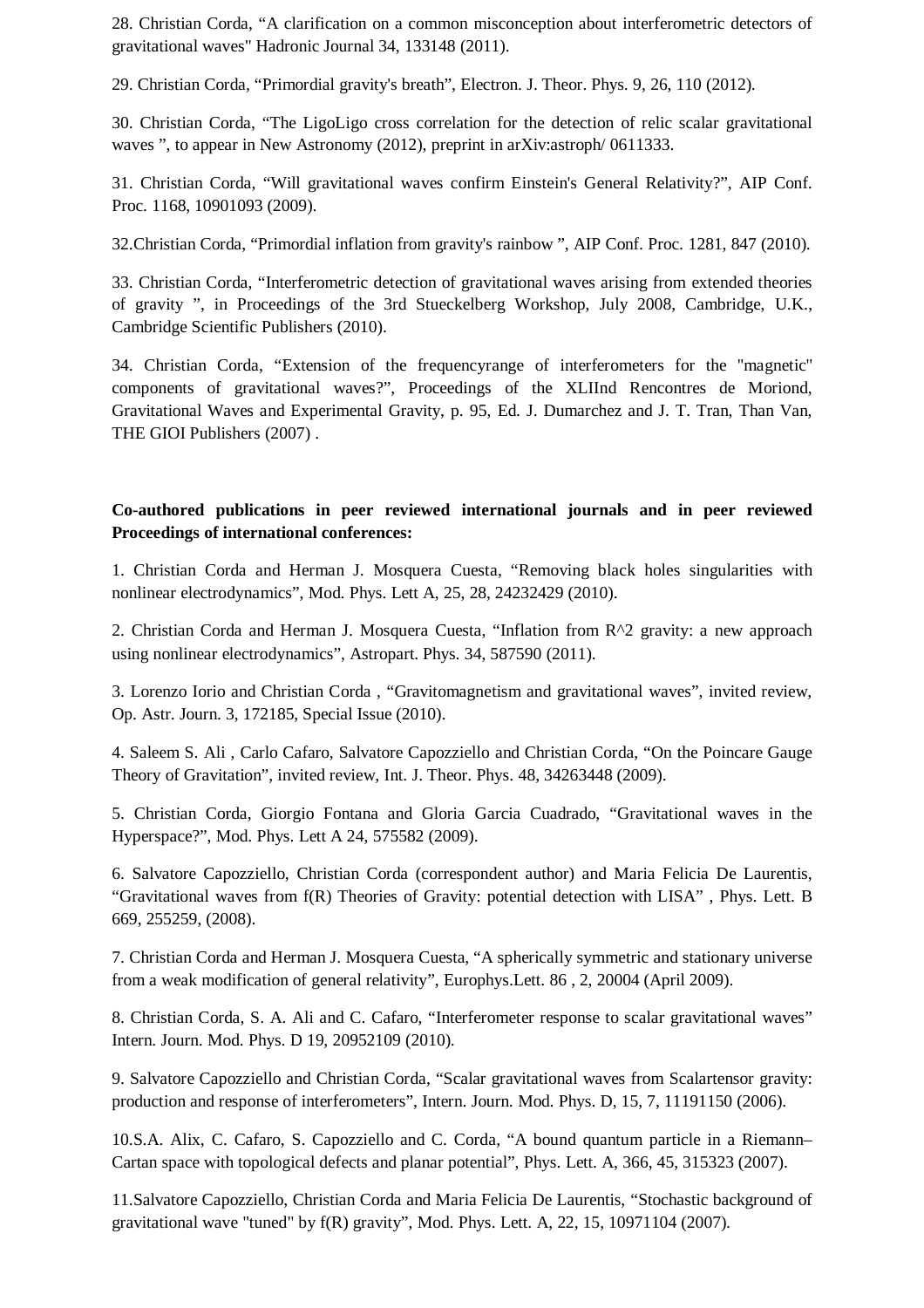28. Christian Corda, “A clarification on a common misconception about interferometric detectors of gravitational waves" Hadronic Journal 34, 133148 (2011).

29. Christian Corda, “Primordial gravity's breath”, Electron. J. Theor. Phys. 9, 26, 110 (2012).

30. Christian Corda, “The LigoLigo cross correlation for the detection of relic scalar gravitational waves ”, to appear in New Astronomy (2012), preprint in arXiv:astroph/ 0611333.

31. Christian Corda, “Will gravitational waves confirm Einstein's General Relativity?”, AIP Conf. Proc. 1168, 10901093 (2009).

32.Christian Corda, “Primordial inflation from gravity's rainbow ”, AIP Conf. Proc. 1281, 847 (2010).

33. Christian Corda, “Interferometric detection of gravitational waves arising from extended theories of gravity ”, in Proceedings of the 3rd Stueckelberg Workshop, July 2008, Cambridge, U.K., Cambridge Scientific Publishers (2010).

34. Christian Corda, “Extension of the frequencyrange of interferometers for the "magnetic" components of gravitational waves?”, Proceedings of the XLIInd Rencontres de Moriond, Gravitational Waves and Experimental Gravity, p. 95, Ed. J. Dumarchez and J. T. Tran, Than Van, THE GIOI Publishers (2007) .

**Co-authored publications in peer reviewed international journals and in peer reviewed Proceedings of international conferences:**

1. Christian Corda and Herman J. Mosquera Cuesta, “Removing black holes singularities with nonlinear electrodynamics”, Mod. Phys. Lett A, 25, 28, 24232429 (2010).

2. Christian Corda and Herman J. Mosquera Cuesta, “Inflation from R^2 gravity: a new approach using nonlinear electrodynamics”, Astropart. Phys. 34, 587590 (2011).

3. Lorenzo Iorio and Christian Corda , “Gravitomagnetism and gravitational waves”, invited review, Op. Astr. Journ. 3, 172185, Special Issue (2010).

4. Saleem S. Ali , Carlo Cafaro, Salvatore Capozziello and Christian Corda, “On the Poincare Gauge Theory of Gravitation”, invited review, Int. J. Theor. Phys. 48, 34263448 (2009).

5. Christian Corda, Giorgio Fontana and Gloria Garcia Cuadrado, “Gravitational waves in the Hyperspace?”, Mod. Phys. Lett A 24, 575582 (2009).

6. Salvatore Capozziello, Christian Corda (correspondent author) and Maria Felicia De Laurentis, “Gravitational waves from f(R) Theories of Gravity: potential detection with LISA” , Phys. Lett. B 669, 255259, (2008).

7. Christian Corda and Herman J. Mosquera Cuesta, “A spherically symmetric and stationary universe from a weak modification of general relativity”, Europhys.Lett. 86 , 2, 20004 (April 2009).

8. Christian Corda, S. A. Ali and C. Cafaro, “Interferometer response to scalar gravitational waves” Intern. Journ. Mod. Phys. D 19, 20952109 (2010).

9. Salvatore Capozziello and Christian Corda, “Scalar gravitational waves from Scalartensor gravity: production and response of interferometers”, Intern. Journ. Mod. Phys. D, 15, 7, 11191150 (2006).

10.S.A. Alix, C. Cafaro, S. Capozziello and C. Corda, “A bound quantum particle in a Riemann–Cartan space with topological defects and planar potential”, Phys. Lett. A, 366, 45, 315323 (2007).

11.Salvatore Capozziello, Christian Corda and Maria Felicia De Laurentis, “Stochastic background of gravitational wave "tuned" by f(R) gravity”, Mod. Phys. Lett. A, 22, 15, 10971104 (2007).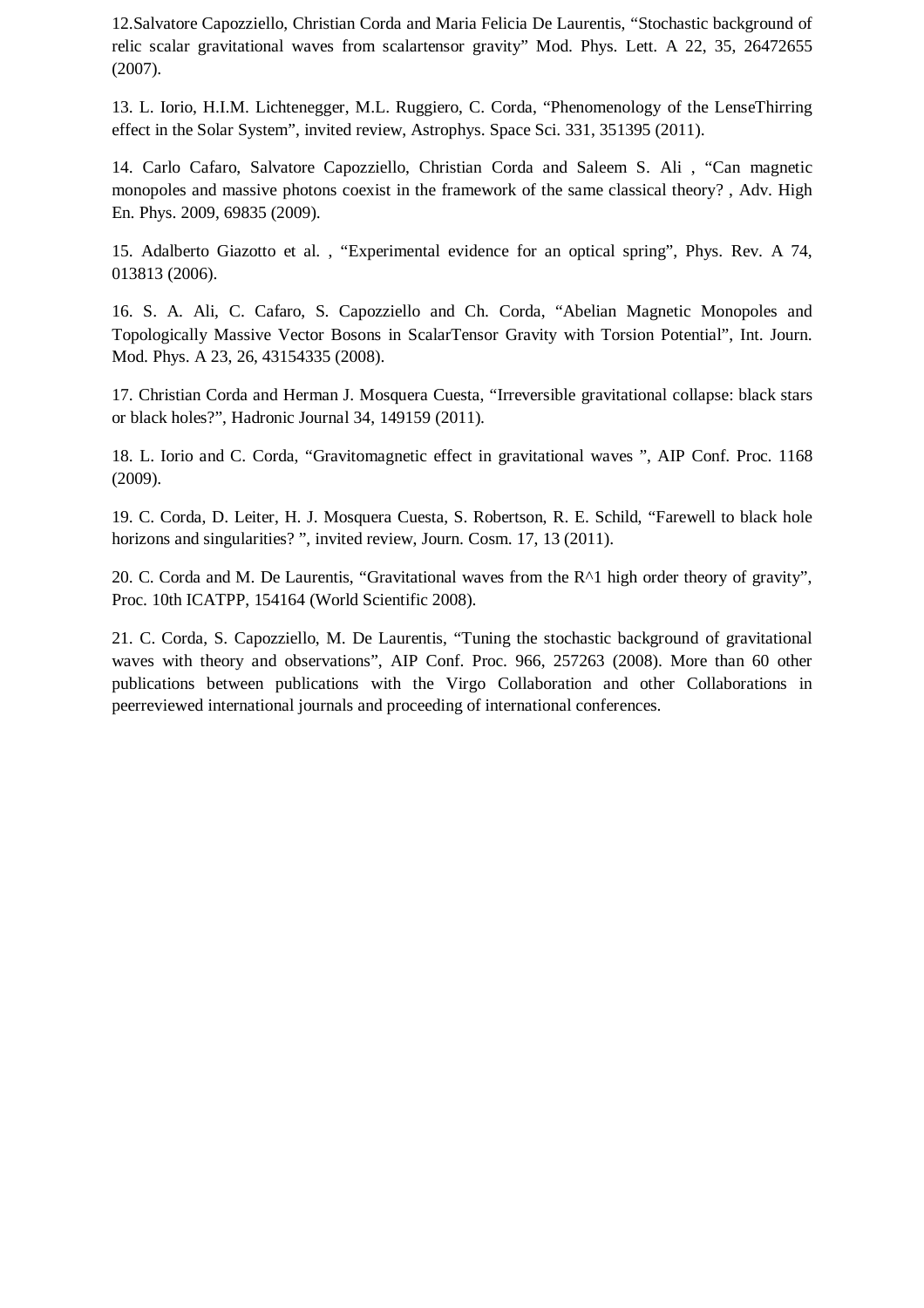12.Salvatore Capozziello, Christian Corda and Maria Felicia De Laurentis, “Stochastic background of relic scalar gravitational waves from scalartensor gravity” Mod. Phys. Lett. A 22, 35, 26472655 (2007).

13. L. Iorio, H.I.M. Lichtenegger, M.L. Ruggiero, C. Corda, “Phenomenology of the LenseThirring effect in the Solar System”, invited review, Astrophys. Space Sci. 331, 351395 (2011).

14. Carlo Cafaro, Salvatore Capozziello, Christian Corda and Saleem S. Ali , “Can magnetic monopoles and massive photons coexist in the framework of the same classical theory? , Adv. High En. Phys. 2009, 69835 (2009).

15. Adalberto Giazotto et al. , “Experimental evidence for an optical spring”, Phys. Rev. A 74, 013813 (2006).

16. S. A. Ali, C. Cafaro, S. Capozziello and Ch. Corda, “Abelian Magnetic Monopoles and Topologically Massive Vector Bosons in ScalarTensor Gravity with Torsion Potential”, Int. Journ. Mod. Phys. A 23, 26, 43154335 (2008).

17. Christian Corda and Herman J. Mosquera Cuesta, “Irreversible gravitational collapse: black stars or black holes?”, Hadronic Journal 34, 149159 (2011).

18. L. Iorio and C. Corda, “Gravitomagnetic effect in gravitational waves ”, AIP Conf. Proc. 1168 (2009).

19. C. Corda, D. Leiter, H. J. Mosquera Cuesta, S. Robertson, R. E. Schild, “Farewell to black hole horizons and singularities? ”, invited review, Journ. Cosm. 17, 13 (2011).

20. C. Corda and M. De Laurentis, “Gravitational waves from the R^1 high order theory of gravity”, Proc. 10th ICATPP, 154164 (World Scientific 2008).

21. C. Corda, S. Capozziello, M. De Laurentis, “Tuning the stochastic background of gravitational waves with theory and observations”, AIP Conf. Proc. 966, 257263 (2008). More than 60 other publications between publications with the Virgo Collaboration and other Collaborations in peerreviewed international journals and proceeding of international conferences.